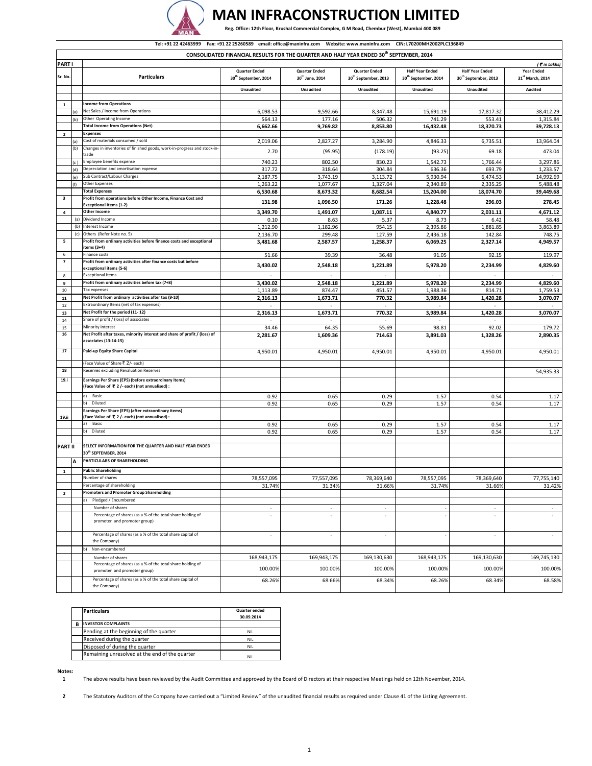# MAN INFRACONSTRUCTION LIMITED

**Reg. Office: 12th Floor, Krushal Commercial Complex, G M Road, Chembur (West), Mumbai 400 089**

Tel: +91 22 42463999 Fax: +91 22 25260589 email: office@maninfra.com Website: www.maninfra.com CIN: L70200MH2002PLC136849

## CONSOLIDATED FINANCIAL RESULTS FOR THE QUARTER AND HALF YEAR ENDED 30th SEPTEMBER, 2014

(₹ in Lakhs)

| Sr. No. | | Particulars | Quarter Ended 30th September, 2014 | Quarter Ended 30th June, 2014 | Quarter Ended 30th September, 2013 | Half Year Ended 30th September, 2014 | Half Year Ended 30th September, 2013 | Year Ended 31st March, 2014 |
|---|---|---|---|---|---|---|---|---|
| **PART I** | | | Unaudited | Unaudited | Unaudited | Unaudited | Unaudited | Audited |
| 1 | | **Income from Operations** | | | | | | |
| | (a) | Net Sales / Income from Operations | 6,098.53 | 9,592.66 | 8,347.48 | 15,691.19 | 17,817.32 | 38,412.29 |
| | (b) | Other Operating Income | 564.13 | 177.16 | 506.32 | 741.29 | 553.41 | 1,315.84 |
| | | **Total Income from Operations (Net)** | **6,662.66** | **9,769.82** | **8,853.80** | **16,432.48** | **18,370.73** | **39,728.13** |
| 2 | | **Expenses** | | | | | | |
| | (a) | Cost of materials consumed / sold | 2,019.06 | 2,827.27 | 3,284.90 | 4,846.33 | 6,735.51 | 13,964.04 |
| | (b) | Changes in inventories of finished goods, work-in-progress and stock-in-trade | 2.70 | (95.95) | (178.19) | (93.25) | 69.18 | 473.04 |
| | (c) | Employee benefits expense | 740.23 | 802.50 | 830.23 | 1,542.73 | 1,766.44 | 3,297.86 |
| | (d) | Depreciation and amortisation expense | 317.72 | 318.64 | 304.84 | 636.36 | 693.79 | 1,233.57 |
| | (e) | Sub Contract/Labour Charges | 2,187.75 | 3,743.19 | 3,113.72 | 5,930.94 | 6,474.53 | 14,992.69 |
| | (f) | Other Expenses | 1,263.22 | 1,077.67 | 1,327.04 | 2,340.89 | 2,335.25 | 5,488.48 |
| | | **Total Expenses** | **6,530.68** | **8,673.32** | **8,682.54** | **15,204.00** | **18,074.70** | **39,449.68** |
| 3 | | **Profit from operations before Other Income, Finance Cost and Exceptional Items (1-2)** | **131.98** | **1,096.50** | **171.26** | **1,228.48** | **296.03** | **278.45** |
| 4 | | **Other Income** | **3,349.70** | **1,491.07** | **1,087.11** | **4,840.77** | **2,031.11** | **4,671.12** |
| | (a) | Dividend Income | 0.10 | 8.63 | 5.37 | 8.73 | 6.42 | 58.48 |
| | (b) | Interest Income | 1,212.90 | 1,182.96 | 954.15 | 2,395.86 | 1,881.85 | 3,863.89 |
| | (c) | Others (Refer Note no. 5) | 2,136.70 | 299.48 | 127.59 | 2,436.18 | 142.84 | 748.75 |
| 5 | | **Profit from ordinary activities before finance costs and exceptional items (3+4)** | **3,481.68** | **2,587.57** | **1,258.37** | **6,069.25** | **2,327.14** | **4,949.57** |
| 6 | | Finance costs | 51.66 | 39.39 | 36.48 | 91.05 | 92.15 | 119.97 |
| 7 | | **Profit from ordinary activities after finance costs but before exceptional items (5-6)** | **3,430.02** | **2,548.18** | **1,221.89** | **5,978.20** | **2,234.99** | **4,829.60** |
| 8 | | Exceptional Items | - | - | - | - | - | - |
| 9 | | **Profit from ordinary activities before tax (7+8)** | **3,430.02** | **2,548.18** | **1,221.89** | **5,978.20** | **2,234.99** | **4,829.60** |
| 10 | | Tax expenses | 1,113.89 | 874.47 | 451.57 | 1,988.36 | 814.71 | 1,759.53 |
| 11 | | **Net Profit from ordinary activities after tax (9-10)** | **2,316.13** | **1,673.71** | **770.32** | **3,989.84** | **1,420.28** | **3,070.07** |
| 12 | | Extraordinary Items (net of tax expenses) | - | - | - | - | - | - |
| 13 | | **Net Profit for the period (11- 12)** | **2,316.13** | **1,673.71** | **770.32** | **3,989.84** | **1,420.28** | **3,070.07** |
| 14 | | Share of profit / (loss) of associates | - | - | - | - | - | - |
| 15 | | Minority Interest | 34.46 | 64.35 | 55.69 | 98.81 | 92.02 | 179.72 |
| 16 | | **Net Profit after taxes, minority interest and share of profit / (loss) of associates (13-14-15)** | **2,281.67** | **1,609.36** | **714.63** | **3,891.03** | **1,328.26** | **2,890.35** |
| 17 | | **Paid-up Equity Share Capital** | 4,950.01 | 4,950.01 | 4,950.01 | 4,950.01 | 4,950.01 | 4,950.01 |
| | | (Face Value of Share ₹ 2/- each) | | | | | | |
| 18 | | Reserves excluding Revaluation Reserves | | | | | | 54,935.33 |
| 19.i | | **Earnings Per Share (EPS) (before extraordinary items) (Face Value of ₹ 2 /- each) (not annualised) :** | | | | | | |
| | | a) Basic | 0.92 | 0.65 | 0.29 | 1.57 | 0.54 | 1.17 |
| | | b) Diluted | 0.92 | 0.65 | 0.29 | 1.57 | 0.54 | 1.17 |
| 19.ii | | **Earnings Per Share (EPS) (after extraordinary items) (Face Value of ₹ 2 /- each) (not annualised) :** | | | | | | |
| | | a) Basic | 0.92 | 0.65 | 0.29 | 1.57 | 0.54 | 1.17 |
| | | b) Diluted | 0.92 | 0.65 | 0.29 | 1.57 | 0.54 | 1.17 |
| **PART II** | | **SELECT INFORMATION FOR THE QUARTER AND HALF YEAR ENDED 30th SEPTEMBER, 2014** | | | | | | |
| | A | **PARTICULARS OF SHAREHOLDING** | | | | | | |
| 1 | | **Public Shareholding** | | | | | | |
| | | Number of shares | 78,557,095 | 77,557,095 | 78,369,640 | 78,557,095 | 78,369,640 | 77,755,140 |
| | | Percentage of shareholding | 31.74% | 31.34% | 31.66% | 31.74% | 31.66% | 31.42% |
| 2 | | **Promoters and Promoter Group Shareholding** | | | | | | |
| | | a) Pledged / Encumbered | | | | | | |
| | | Number of shares | - | - | - | - | - | - |
| | | Percentage of shares (as a % of the total share holding of promoter and promoter group) | - | - | - | - | - | - |
| | | Percentage of shares (as a % of the total share capital of the Company) | - | - | - | - | - | - |
| | | b) Non-encumbered | | | | | | |
| | | Number of shares | 168,943,175 | 169,943,175 | 169,130,630 | 168,943,175 | 169,130,630 | 169,745,130 |
| | | Percentage of shares (as a % of the total share holding of promoter and promoter group) | 100.00% | 100.00% | 100.00% | 100.00% | 100.00% | 100.00% |
| | | Percentage of shares (as a % of the total share capital of the Company) | 68.26% | 68.66% | 68.34% | 68.26% | 68.34% | 68.58% |

| | Particulars | Quarter ended 30.09.2014 |
|---|---|---|
| B | **INVESTOR COMPLAINTS** | |
| | Pending at the beginning of the quarter | NIL |
| | Received during the quarter | NIL |
| | Disposed of during the quarter | NIL |
| | Remaining unresolved at the end of the quarter | NIL |

**Notes:**

1. The above results have been reviewed by the Audit Committee and approved by the Board of Directors at their respective Meetings held on 12th November, 2014.

2. The Statutory Auditors of the Company have carried out a "Limited Review" of the unaudited financial results as required under Clause 41 of the Listing Agreement.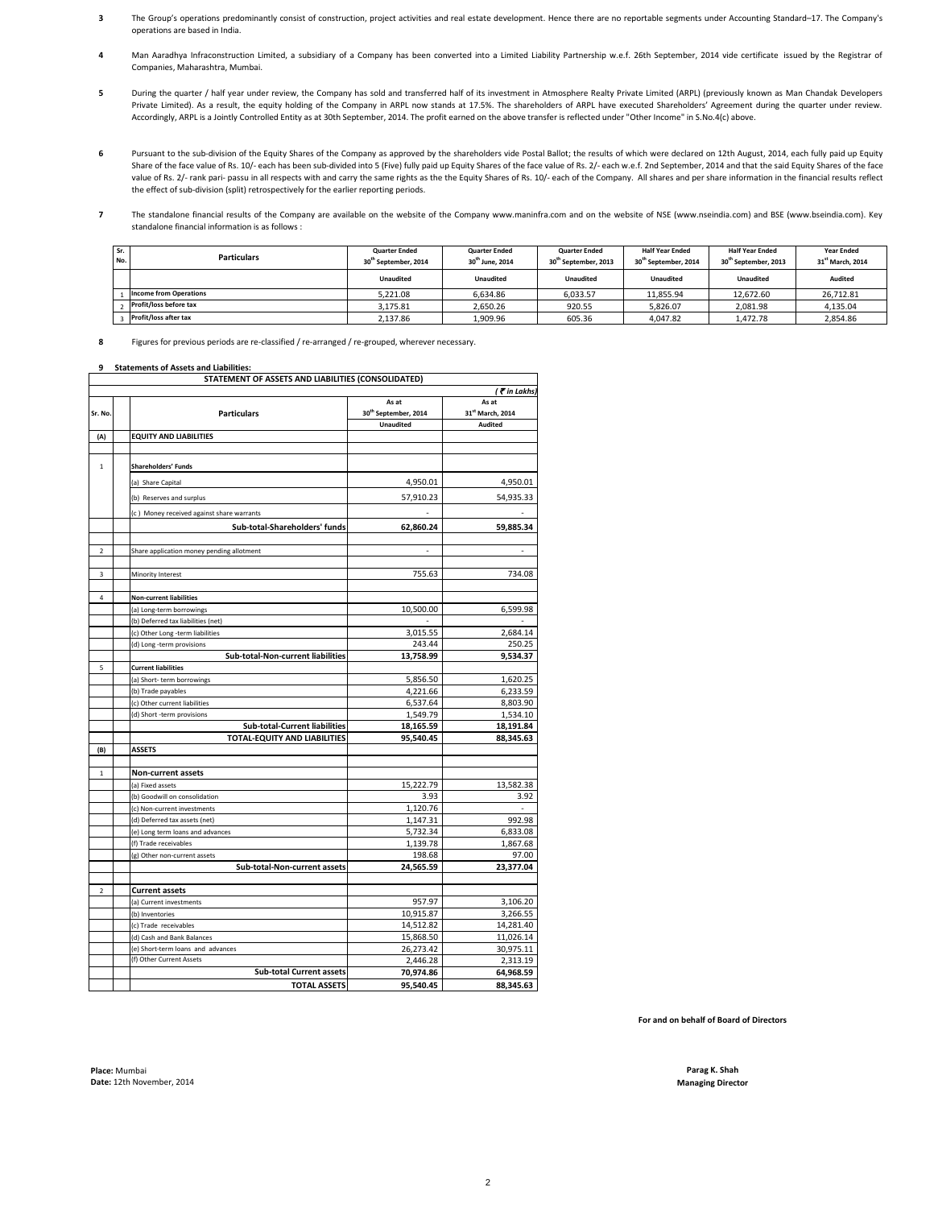**3** The Group's operations predominantly consist of construction, project activities and real estate development. Hence there are no reportable segments under Accounting Standard–17. The Company's operations are based in India.

**4** Man Aaradhya Infraconstruction Limited, a subsidiary of a Company has been converted into a Limited Liability Partnership w.e.f. 26th September, 2014 vide certificate issued by the Registrar of Companies, Maharashtra, Mumbai.

**5** During the quarter / half year under review, the Company has sold and transferred half of its investment in Atmosphere Realty Private Limited (ARPL) (previously known as Man Chandak Developers Private Limited). As a result, the equity holding of the Company in ARPL now stands at 17.5%. The shareholders of ARPL have executed Shareholders' Agreement during the quarter under review. Accordingly, ARPL is a Jointly Controlled Entity as at 30th September, 2014. The profit earned on the above transfer is reflected under "Other Income" in S.No.4(c) above.

**6** Pursuant to the sub-division of the Equity Shares of the Company as approved by the shareholders vide Postal Ballot; the results of which were declared on 12th August, 2014, each fully paid up Equity Share of the face value of Rs. 10/- each has been sub-divided into 5 (Five) fully paid up Equity Shares of the face value of Rs. 2/- each w.e.f. 2nd September, 2014 and that the said Equity Shares of the face value of Rs. 2/- rank pari- passu in all respects with and carry the same rights as the the Equity Shares of Rs. 10/- each of the Company. All shares and per share information in the financial results reflect the effect of sub-division (split) retrospectively for the earlier reporting periods.

**7** The standalone financial results of the Company are available on the website of the Company www.maninfra.com and on the website of NSE (www.nseindia.com) and BSE (www.bseindia.com). Key standalone financial information is as follows :

| Sr. No. | Particulars | Quarter Ended 30th September, 2014 | Quarter Ended 30th June, 2014 | Quarter Ended 30th September, 2013 | Half Year Ended 30th September, 2014 | Half Year Ended 30th September, 2013 | Year Ended 31st March, 2014 |
|---|---|---|---|---|---|---|---|
| | | Unaudited | Unaudited | Unaudited | Unaudited | Unaudited | Audited |
| 1 | Income from Operations | 5,221.08 | 6,634.86 | 6,033.57 | 11,855.94 | 12,672.60 | 26,712.81 |
| 2 | Profit/loss before tax | 3,175.81 | 2,650.26 | 920.55 | 5,826.07 | 2,081.98 | 4,135.04 |
| 3 | Profit/loss after tax | 2,137.86 | 1,909.96 | 605.36 | 4,047.82 | 1,472.78 | 2,854.86 |

**8** Figures for previous periods are re-classified / re-arranged / re-grouped, wherever necessary.

**9 Statements of Assets and Liabilities:**

**STATEMENT OF ASSETS AND LIABILITIES (CONSOLIDATED)**

*(₹ in Lakhs)*

| Sr. No. | Particulars | As at 30th September, 2014 | As at 31st March, 2014 |
|---|---|---|---|
| | | Unaudited | Audited |
| (A) | **EQUITY AND LIABILITIES** | | |
| 1 | **Shareholders' Funds** | | |
| | (a) Share Capital | 4,950.01 | 4,950.01 |
| | (b) Reserves and surplus | 57,910.23 | 54,935.33 |
| | (c) Money received against share warrants | - | - |
| | **Sub-total-Shareholders' funds** | **62,860.24** | **59,885.34** |
| 2 | Share application money pending allotment | - | - |
| 3 | Minority Interest | 755.63 | 734.08 |
| 4 | **Non-current liabilities** | | |
| | (a) Long-term borrowings | 10,500.00 | 6,599.98 |
| | (b) Deferred tax liabilities (net) | - | - |
| | (c) Other Long -term liabilities | 3,015.55 | 2,684.14 |
| | (d) Long -term provisions | 243.44 | 250.25 |
| | **Sub-total-Non-current liabilities** | **13,758.99** | **9,534.37** |
| 5 | **Current liabilities** | | |
| | (a) Short- term borrowings | 5,856.50 | 1,620.25 |
| | (b) Trade payables | 4,221.66 | 6,233.59 |
| | (c) Other current liabilities | 6,537.64 | 8,803.90 |
| | (d) Short -term provisions | 1,549.79 | 1,534.10 |
| | **Sub-total-Current liabilities** | **18,165.59** | **18,191.84** |
| | **TOTAL-EQUITY AND LIABILITIES** | **95,540.45** | **88,345.63** |
| (B) | **ASSETS** | | |
| 1 | **Non-current assets** | | |
| | (a) Fixed assets | 15,222.79 | 13,582.38 |
| | (b) Goodwill on consolidation | 3.93 | 3.92 |
| | (c) Non-current investments | 1,120.76 | - |
| | (d) Deferred tax assets (net) | 1,147.31 | 992.98 |
| | (e) Long term loans and advances | 5,732.34 | 6,833.08 |
| | (f) Trade receivables | 1,139.78 | 1,867.68 |
| | (g) Other non-current assets | 198.68 | 97.00 |
| | **Sub-total-Non-current assets** | **24,565.59** | **23,377.04** |
| 2 | **Current assets** | | |
| | (a) Current investments | 957.97 | 3,106.20 |
| | (b) Inventories | 10,915.87 | 3,266.55 |
| | (c) Trade receivables | 14,512.82 | 14,281.40 |
| | (d) Cash and Bank Balances | 15,868.50 | 11,026.14 |
| | (e) Short-term loans and advances | 26,273.42 | 30,975.11 |
| | (f) Other Current Assets | 2,446.28 | 2,313.19 |
| | **Sub-total Current assets** | **70,974.86** | **64,968.59** |
| | **TOTAL ASSETS** | **95,540.45** | **88,345.63** |

**For and on behalf of Board of Directors**

**Place:** Mumbai
**Date:** 12th November, 2014

**Parag K. Shah**
**Managing Director**